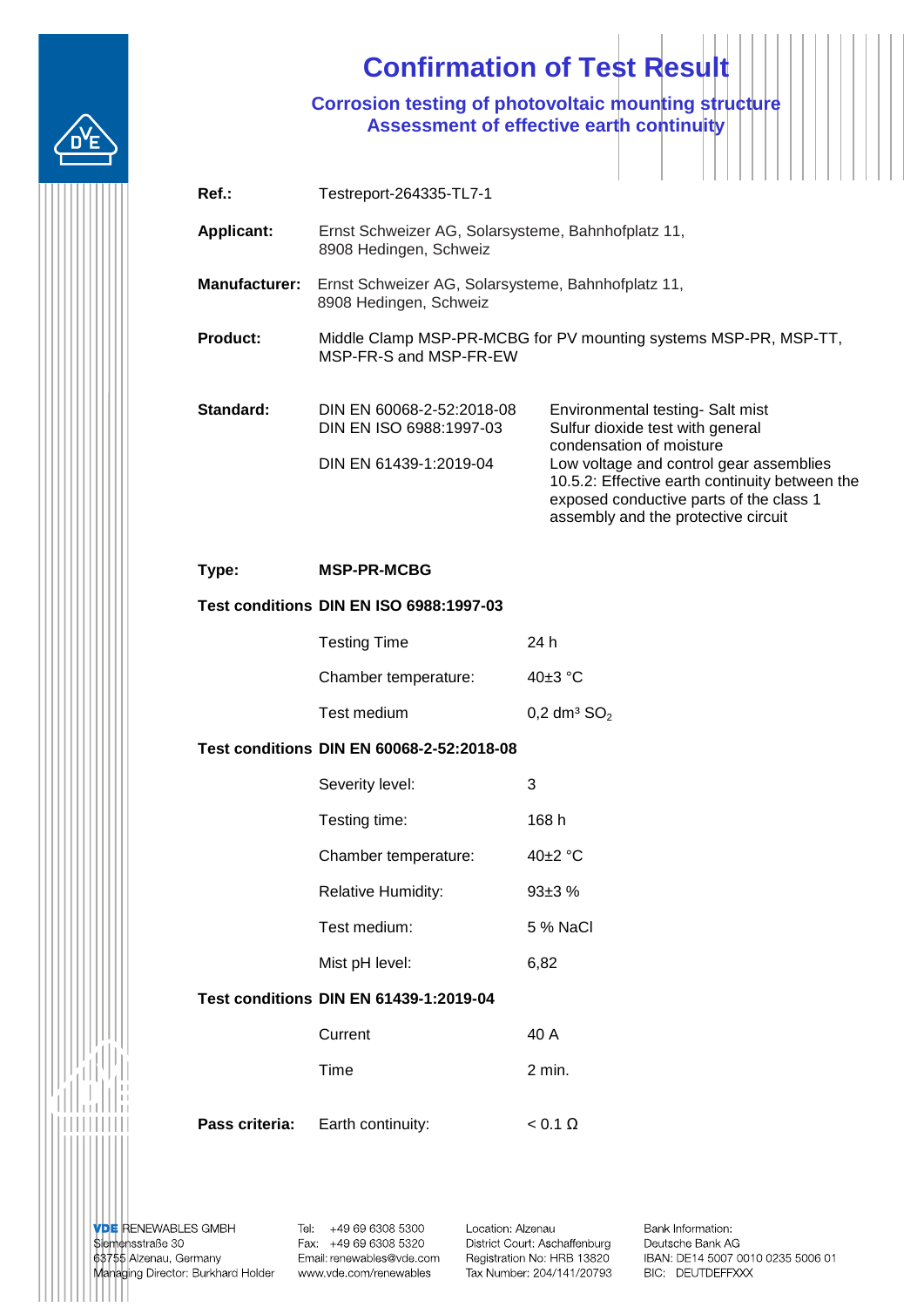# Confirmation of Test Result

## Corrosion testing of photovoltaic mounting structure
## Assessment of effective earth continuity

**Ref.:** Testreport-264335-TL7-1

**Applicant:** Ernst Schweizer AG, Solarsysteme, Bahnhofplatz 11, 8908 Hedingen, Schweiz

**Manufacturer:** Ernst Schweizer AG, Solarsysteme, Bahnhofplatz 11, 8908 Hedingen, Schweiz

**Product:** Middle Clamp MSP-PR-MCBG for PV mounting systems MSP-PR, MSP-TT, MSP-FR-S and MSP-FR-EW

**Standard:**

| | |
|---|---|
| DIN EN 60068-2-52:2018-08 | Environmental testing- Salt mist |
| DIN EN ISO 6988:1997-03 | Sulfur dioxide test with general condensation of moisture |
| DIN EN 61439-1:2019-04 | Low voltage and control gear assemblies 10.5.2: Effective earth continuity between the exposed conductive parts of the class 1 assembly and the protective circuit |

**Type:** **MSP-PR-MCBG**

**Test conditions DIN EN ISO 6988:1997-03**

| | |
|---|---|
| Testing Time | 24 h |
| Chamber temperature: | 40±3 °C |
| Test medium | 0,2 dm³ $SO_2$ |

**Test conditions DIN EN 60068-2-52:2018-08**

| | |
|---|---|
| Severity level: | 3 |
| Testing time: | 168 h |
| Chamber temperature: | 40±2 °C |
| Relative Humidity: | 93±3 % |
| Test medium: | 5 % NaCl |
| Mist pH level: | 6,82 |

**Test conditions DIN EN 61439-1:2019-04**

| | |
|---|---|
| Current | 40 A |
| Time | 2 min. |

**Pass criteria:** Earth continuity: < 0.1 Ω

VDE RENEWABLES GMBH
Siemensstraße 30
63755 Alzenau, Germany
Managing Director: Burkhard Holder

Tel: +49 69 6308 5300
Fax: +49 69 6308 5320
Email: renewables@vde.com
www.vde.com/renewables

Location: Alzenau
District Court: Aschaffenburg
Registration No: HRB 13820
Tax Number: 204/141/20793

Bank Information:
Deutsche Bank AG
IBAN: DE14 5007 0010 0235 5006 01
BIC: DEUTDEFFXXX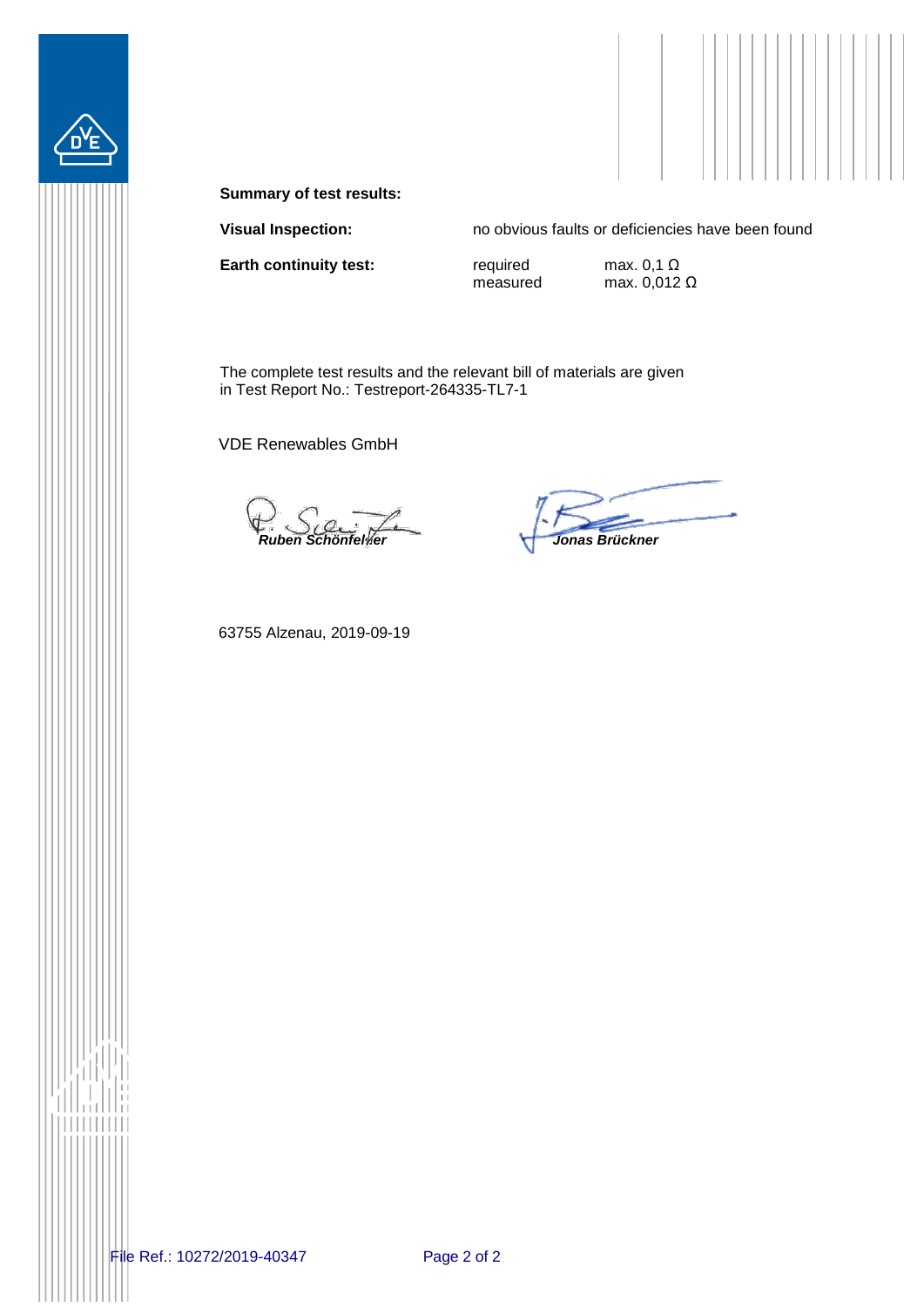**Summary of test results:**

| | | |
|---|---|---|
| **Visual Inspection:** | no obvious faults or deficiencies have been found | |
| **Earth continuity test:** | required | max. 0,1 Ω |
| | measured | max. 0,012 Ω |

The complete test results and the relevant bill of materials are given in Test Report No.: Testreport-264335-TL7-1

VDE Renewables GmbH

***Ruben Schönfelder*** ***Jonas Brückner***

63755 Alzenau, 2019-09-19

File Ref.: 10272/2019-40347